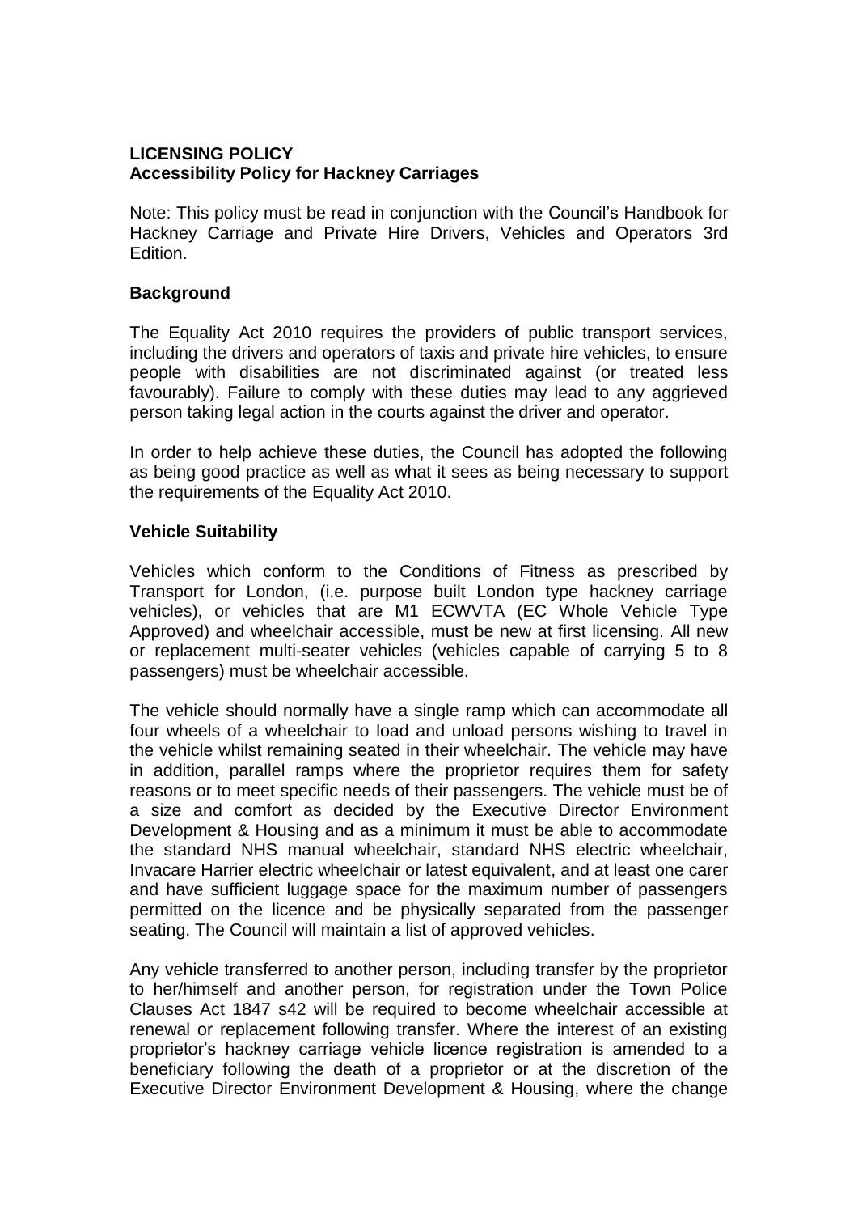**LICENSING POLICY**
**Accessibility Policy for Hackney Carriages**

Note: This policy must be read in conjunction with the Council's Handbook for Hackney Carriage and Private Hire Drivers, Vehicles and Operators 3rd Edition.

**Background**

The Equality Act 2010 requires the providers of public transport services, including the drivers and operators of taxis and private hire vehicles, to ensure people with disabilities are not discriminated against (or treated less favourably). Failure to comply with these duties may lead to any aggrieved person taking legal action in the courts against the driver and operator.

In order to help achieve these duties, the Council has adopted the following as being good practice as well as what it sees as being necessary to support the requirements of the Equality Act 2010.

**Vehicle Suitability**

Vehicles which conform to the Conditions of Fitness as prescribed by Transport for London, (i.e. purpose built London type hackney carriage vehicles), or vehicles that are M1 ECWVTA (EC Whole Vehicle Type Approved) and wheelchair accessible, must be new at first licensing. All new or replacement multi-seater vehicles (vehicles capable of carrying 5 to 8 passengers) must be wheelchair accessible.

The vehicle should normally have a single ramp which can accommodate all four wheels of a wheelchair to load and unload persons wishing to travel in the vehicle whilst remaining seated in their wheelchair. The vehicle may have in addition, parallel ramps where the proprietor requires them for safety reasons or to meet specific needs of their passengers. The vehicle must be of a size and comfort as decided by the Executive Director Environment Development & Housing and as a minimum it must be able to accommodate the standard NHS manual wheelchair, standard NHS electric wheelchair, Invacare Harrier electric wheelchair or latest equivalent, and at least one carer and have sufficient luggage space for the maximum number of passengers permitted on the licence and be physically separated from the passenger seating. The Council will maintain a list of approved vehicles.

Any vehicle transferred to another person, including transfer by the proprietor to her/himself and another person, for registration under the Town Police Clauses Act 1847 s42 will be required to become wheelchair accessible at renewal or replacement following transfer. Where the interest of an existing proprietor's hackney carriage vehicle licence registration is amended to a beneficiary following the death of a proprietor or at the discretion of the Executive Director Environment Development & Housing, where the change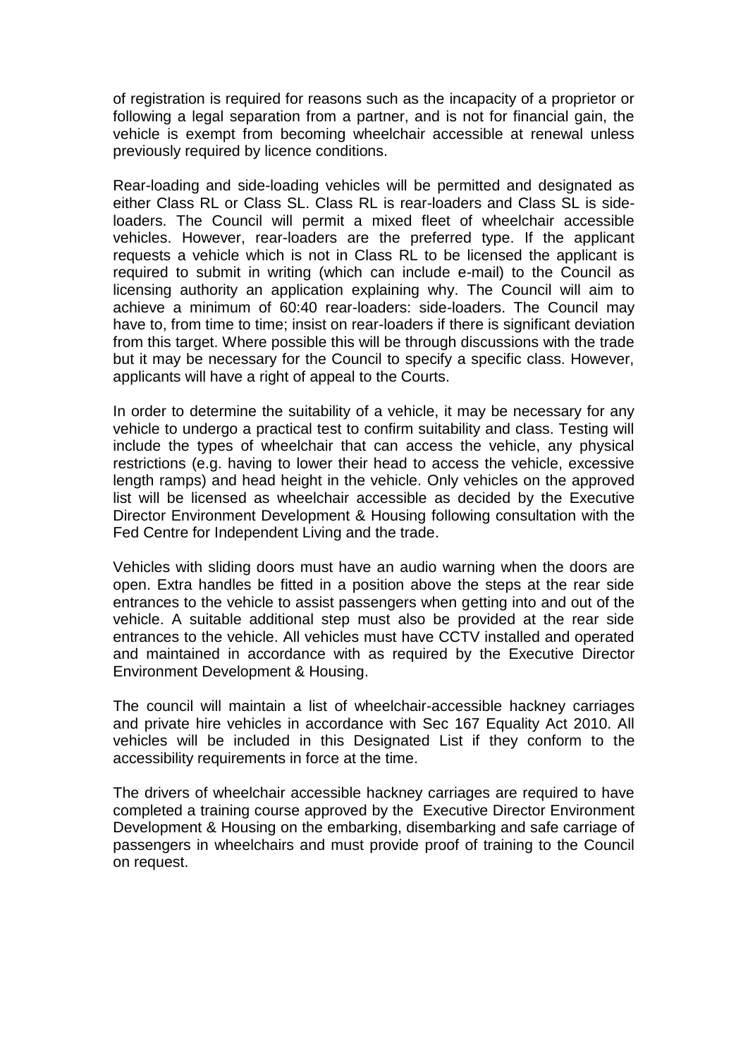of registration is required for reasons such as the incapacity of a proprietor or following a legal separation from a partner, and is not for financial gain, the vehicle is exempt from becoming wheelchair accessible at renewal unless previously required by licence conditions.

Rear-loading and side-loading vehicles will be permitted and designated as either Class RL or Class SL. Class RL is rear-loaders and Class SL is side-loaders. The Council will permit a mixed fleet of wheelchair accessible vehicles. However, rear-loaders are the preferred type. If the applicant requests a vehicle which is not in Class RL to be licensed the applicant is required to submit in writing (which can include e-mail) to the Council as licensing authority an application explaining why. The Council will aim to achieve a minimum of 60:40 rear-loaders: side-loaders. The Council may have to, from time to time; insist on rear-loaders if there is significant deviation from this target. Where possible this will be through discussions with the trade but it may be necessary for the Council to specify a specific class. However, applicants will have a right of appeal to the Courts.

In order to determine the suitability of a vehicle, it may be necessary for any vehicle to undergo a practical test to confirm suitability and class. Testing will include the types of wheelchair that can access the vehicle, any physical restrictions (e.g. having to lower their head to access the vehicle, excessive length ramps) and head height in the vehicle. Only vehicles on the approved list will be licensed as wheelchair accessible as decided by the Executive Director Environment Development & Housing following consultation with the Fed Centre for Independent Living and the trade.

Vehicles with sliding doors must have an audio warning when the doors are open. Extra handles be fitted in a position above the steps at the rear side entrances to the vehicle to assist passengers when getting into and out of the vehicle. A suitable additional step must also be provided at the rear side entrances to the vehicle. All vehicles must have CCTV installed and operated and maintained in accordance with as required by the Executive Director Environment Development & Housing.

The council will maintain a list of wheelchair-accessible hackney carriages and private hire vehicles in accordance with Sec 167 Equality Act 2010. All vehicles will be included in this Designated List if they conform to the accessibility requirements in force at the time.

The drivers of wheelchair accessible hackney carriages are required to have completed a training course approved by the Executive Director Environment Development & Housing on the embarking, disembarking and safe carriage of passengers in wheelchairs and must provide proof of training to the Council on request.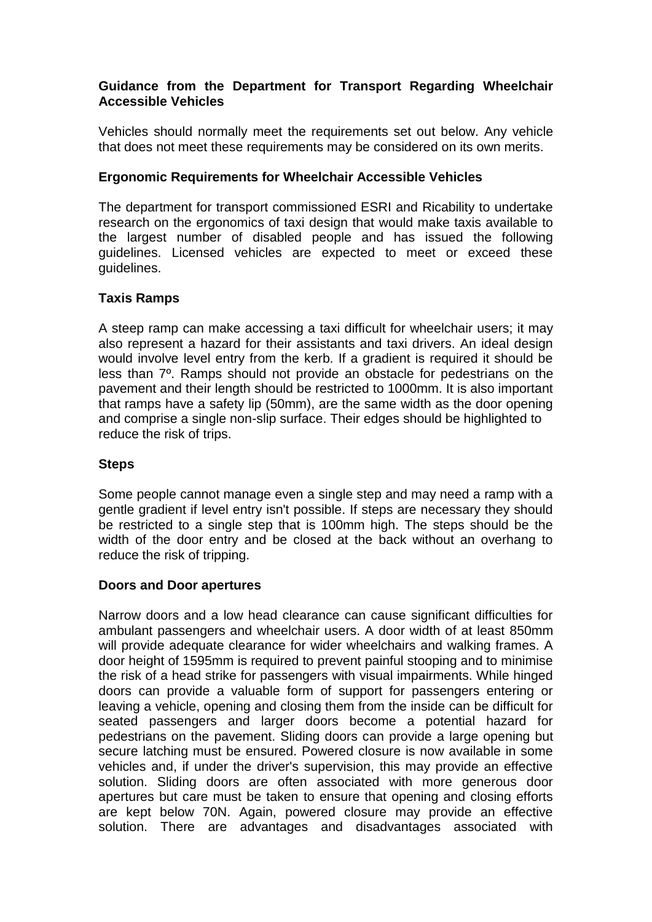**Guidance from the Department for Transport Regarding Wheelchair Accessible Vehicles**

Vehicles should normally meet the requirements set out below. Any vehicle that does not meet these requirements may be considered on its own merits.

**Ergonomic Requirements for Wheelchair Accessible Vehicles**

The department for transport commissioned ESRI and Ricability to undertake research on the ergonomics of taxi design that would make taxis available to the largest number of disabled people and has issued the following guidelines. Licensed vehicles are expected to meet or exceed these guidelines.

**Taxis Ramps**

A steep ramp can make accessing a taxi difficult for wheelchair users; it may also represent a hazard for their assistants and taxi drivers. An ideal design would involve level entry from the kerb. If a gradient is required it should be less than 7º. Ramps should not provide an obstacle for pedestrians on the pavement and their length should be restricted to 1000mm. It is also important that ramps have a safety lip (50mm), are the same width as the door opening and comprise a single non-slip surface. Their edges should be highlighted to reduce the risk of trips.

**Steps**

Some people cannot manage even a single step and may need a ramp with a gentle gradient if level entry isn't possible. If steps are necessary they should be restricted to a single step that is 100mm high. The steps should be the width of the door entry and be closed at the back without an overhang to reduce the risk of tripping.

**Doors and Door apertures**

Narrow doors and a low head clearance can cause significant difficulties for ambulant passengers and wheelchair users. A door width of at least 850mm will provide adequate clearance for wider wheelchairs and walking frames. A door height of 1595mm is required to prevent painful stooping and to minimise the risk of a head strike for passengers with visual impairments. While hinged doors can provide a valuable form of support for passengers entering or leaving a vehicle, opening and closing them from the inside can be difficult for seated passengers and larger doors become a potential hazard for pedestrians on the pavement. Sliding doors can provide a large opening but secure latching must be ensured. Powered closure is now available in some vehicles and, if under the driver's supervision, this may provide an effective solution. Sliding doors are often associated with more generous door apertures but care must be taken to ensure that opening and closing efforts are kept below 70N. Again, powered closure may provide an effective solution. There are advantages and disadvantages associated with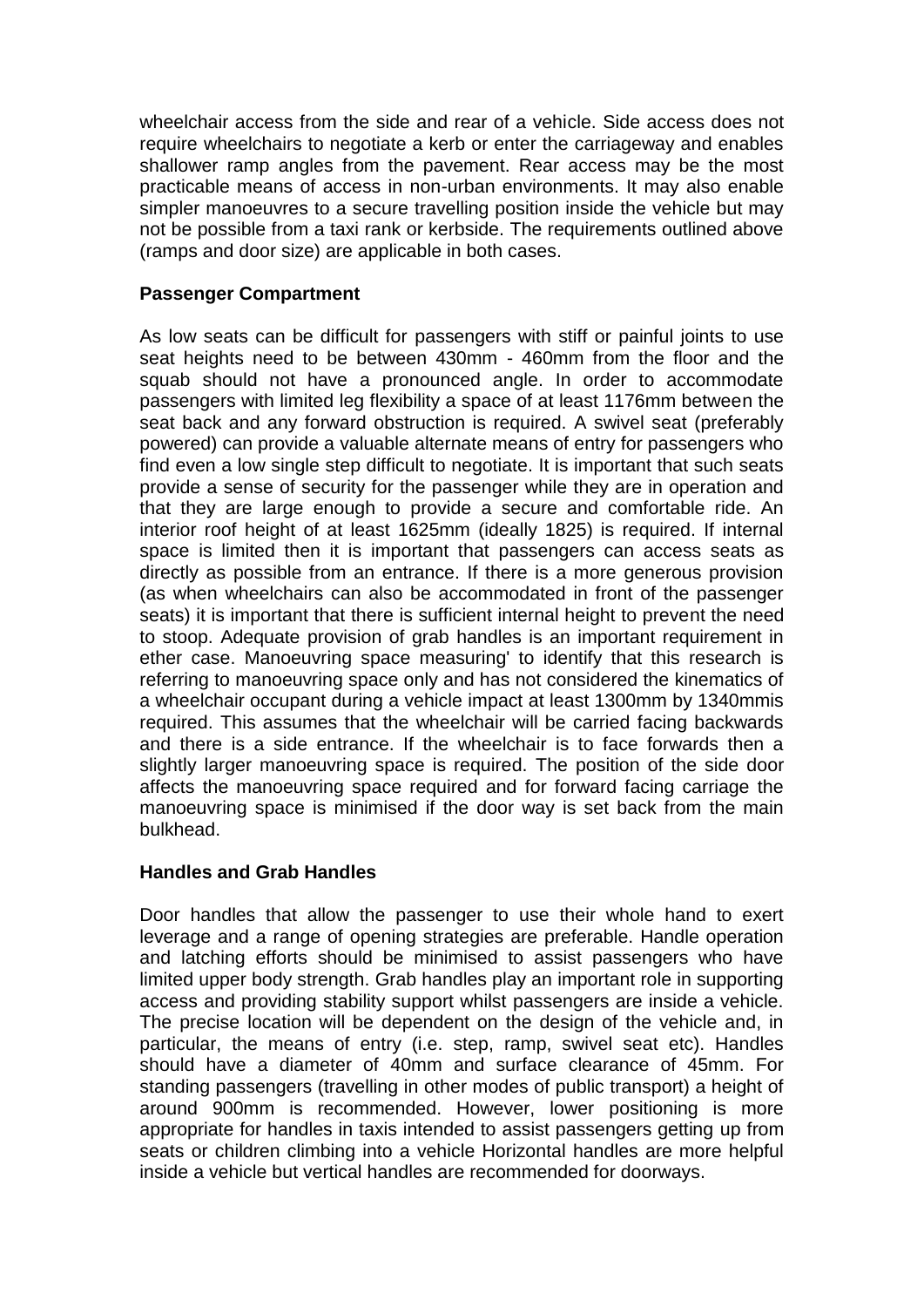wheelchair access from the side and rear of a vehicle. Side access does not require wheelchairs to negotiate a kerb or enter the carriageway and enables shallower ramp angles from the pavement. Rear access may be the most practicable means of access in non-urban environments. It may also enable simpler manoeuvres to a secure travelling position inside the vehicle but may not be possible from a taxi rank or kerbside. The requirements outlined above (ramps and door size) are applicable in both cases.

**Passenger Compartment**

As low seats can be difficult for passengers with stiff or painful joints to use seat heights need to be between 430mm - 460mm from the floor and the squab should not have a pronounced angle. In order to accommodate passengers with limited leg flexibility a space of at least 1176mm between the seat back and any forward obstruction is required. A swivel seat (preferably powered) can provide a valuable alternate means of entry for passengers who find even a low single step difficult to negotiate. It is important that such seats provide a sense of security for the passenger while they are in operation and that they are large enough to provide a secure and comfortable ride. An interior roof height of at least 1625mm (ideally 1825) is required. If internal space is limited then it is important that passengers can access seats as directly as possible from an entrance. If there is a more generous provision (as when wheelchairs can also be accommodated in front of the passenger seats) it is important that there is sufficient internal height to prevent the need to stoop. Adequate provision of grab handles is an important requirement in ether case. Manoeuvring space measuring' to identify that this research is referring to manoeuvring space only and has not considered the kinematics of a wheelchair occupant during a vehicle impact at least 1300mm by 1340mmis required. This assumes that the wheelchair will be carried facing backwards and there is a side entrance. If the wheelchair is to face forwards then a slightly larger manoeuvring space is required. The position of the side door affects the manoeuvring space required and for forward facing carriage the manoeuvring space is minimised if the door way is set back from the main bulkhead.

**Handles and Grab Handles**

Door handles that allow the passenger to use their whole hand to exert leverage and a range of opening strategies are preferable. Handle operation and latching efforts should be minimised to assist passengers who have limited upper body strength. Grab handles play an important role in supporting access and providing stability support whilst passengers are inside a vehicle. The precise location will be dependent on the design of the vehicle and, in particular, the means of entry (i.e. step, ramp, swivel seat etc). Handles should have a diameter of 40mm and surface clearance of 45mm. For standing passengers (travelling in other modes of public transport) a height of around 900mm is recommended. However, lower positioning is more appropriate for handles in taxis intended to assist passengers getting up from seats or children climbing into a vehicle Horizontal handles are more helpful inside a vehicle but vertical handles are recommended for doorways.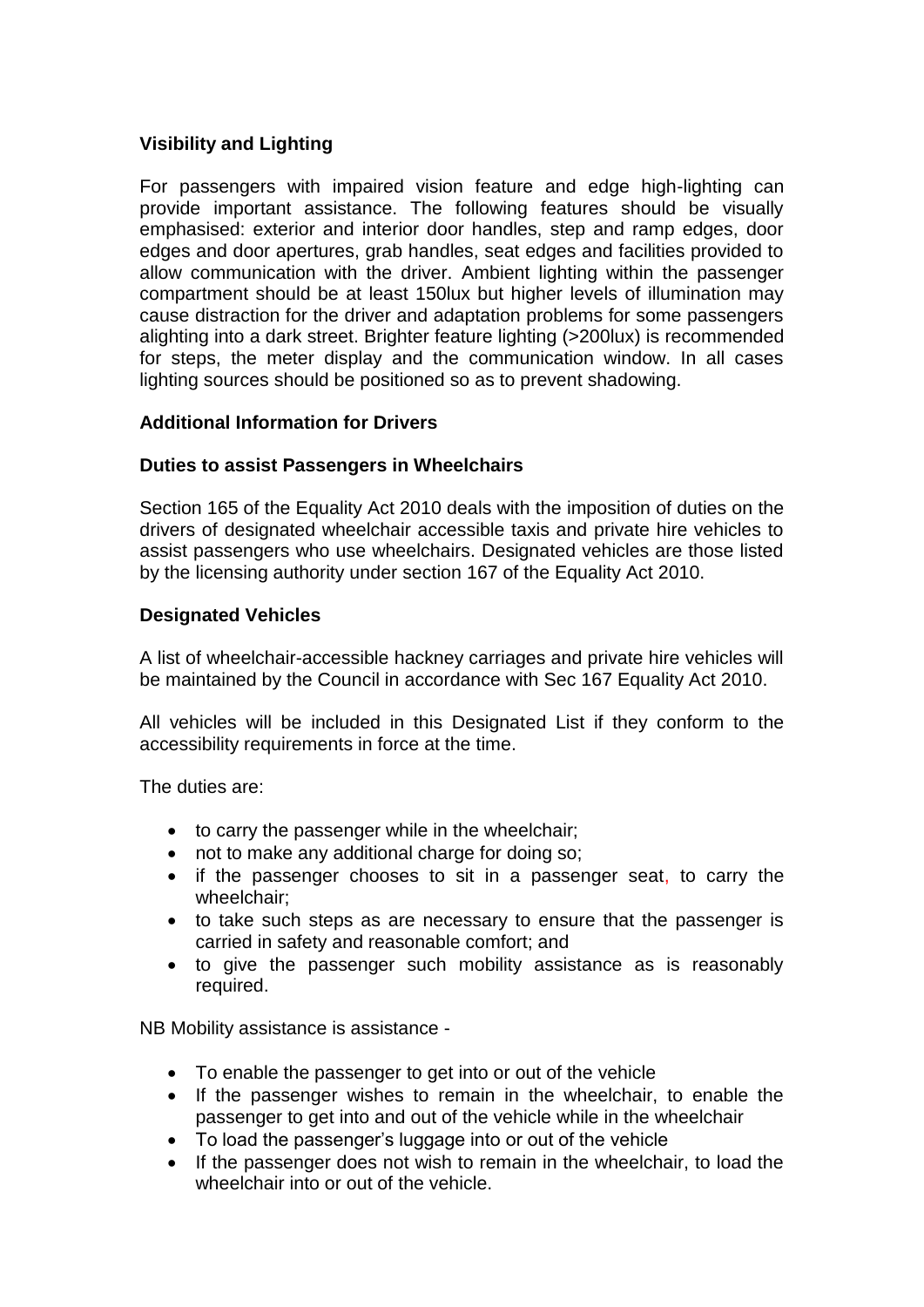**Visibility and Lighting**

For passengers with impaired vision feature and edge high-lighting can provide important assistance. The following features should be visually emphasised: exterior and interior door handles, step and ramp edges, door edges and door apertures, grab handles, seat edges and facilities provided to allow communication with the driver. Ambient lighting within the passenger compartment should be at least 150lux but higher levels of illumination may cause distraction for the driver and adaptation problems for some passengers alighting into a dark street. Brighter feature lighting (>200lux) is recommended for steps, the meter display and the communication window. In all cases lighting sources should be positioned so as to prevent shadowing.

**Additional Information for Drivers**

**Duties to assist Passengers in Wheelchairs**

Section 165 of the Equality Act 2010 deals with the imposition of duties on the drivers of designated wheelchair accessible taxis and private hire vehicles to assist passengers who use wheelchairs. Designated vehicles are those listed by the licensing authority under section 167 of the Equality Act 2010.

**Designated Vehicles**

A list of wheelchair-accessible hackney carriages and private hire vehicles will be maintained by the Council in accordance with Sec 167 Equality Act 2010.

All vehicles will be included in this Designated List if they conform to the accessibility requirements in force at the time.

The duties are:

- to carry the passenger while in the wheelchair;
- not to make any additional charge for doing so;
- if the passenger chooses to sit in a passenger seat, to carry the wheelchair;
- to take such steps as are necessary to ensure that the passenger is carried in safety and reasonable comfort; and
- to give the passenger such mobility assistance as is reasonably required.

NB Mobility assistance is assistance -

- To enable the passenger to get into or out of the vehicle
- If the passenger wishes to remain in the wheelchair, to enable the passenger to get into and out of the vehicle while in the wheelchair
- To load the passenger's luggage into or out of the vehicle
- If the passenger does not wish to remain in the wheelchair, to load the wheelchair into or out of the vehicle.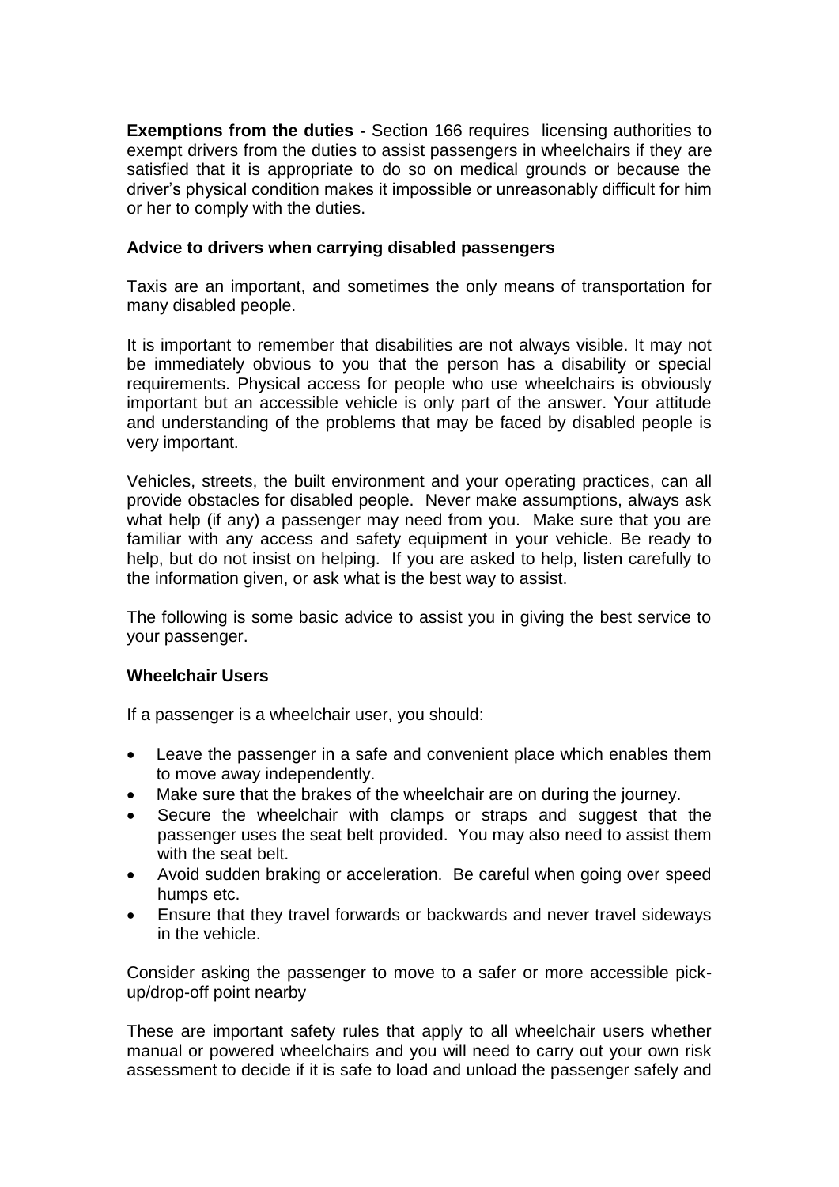**Exemptions from the duties -** Section 166 requires licensing authorities to exempt drivers from the duties to assist passengers in wheelchairs if they are satisfied that it is appropriate to do so on medical grounds or because the driver's physical condition makes it impossible or unreasonably difficult for him or her to comply with the duties.

**Advice to drivers when carrying disabled passengers**

Taxis are an important, and sometimes the only means of transportation for many disabled people.

It is important to remember that disabilities are not always visible. It may not be immediately obvious to you that the person has a disability or special requirements. Physical access for people who use wheelchairs is obviously important but an accessible vehicle is only part of the answer. Your attitude and understanding of the problems that may be faced by disabled people is very important.

Vehicles, streets, the built environment and your operating practices, can all provide obstacles for disabled people. Never make assumptions, always ask what help (if any) a passenger may need from you. Make sure that you are familiar with any access and safety equipment in your vehicle. Be ready to help, but do not insist on helping. If you are asked to help, listen carefully to the information given, or ask what is the best way to assist.

The following is some basic advice to assist you in giving the best service to your passenger.

**Wheelchair Users**

If a passenger is a wheelchair user, you should:

- Leave the passenger in a safe and convenient place which enables them to move away independently.
- Make sure that the brakes of the wheelchair are on during the journey.
- Secure the wheelchair with clamps or straps and suggest that the passenger uses the seat belt provided. You may also need to assist them with the seat belt.
- Avoid sudden braking or acceleration. Be careful when going over speed humps etc.
- Ensure that they travel forwards or backwards and never travel sideways in the vehicle.

Consider asking the passenger to move to a safer or more accessible pick-up/drop-off point nearby

These are important safety rules that apply to all wheelchair users whether manual or powered wheelchairs and you will need to carry out your own risk assessment to decide if it is safe to load and unload the passenger safely and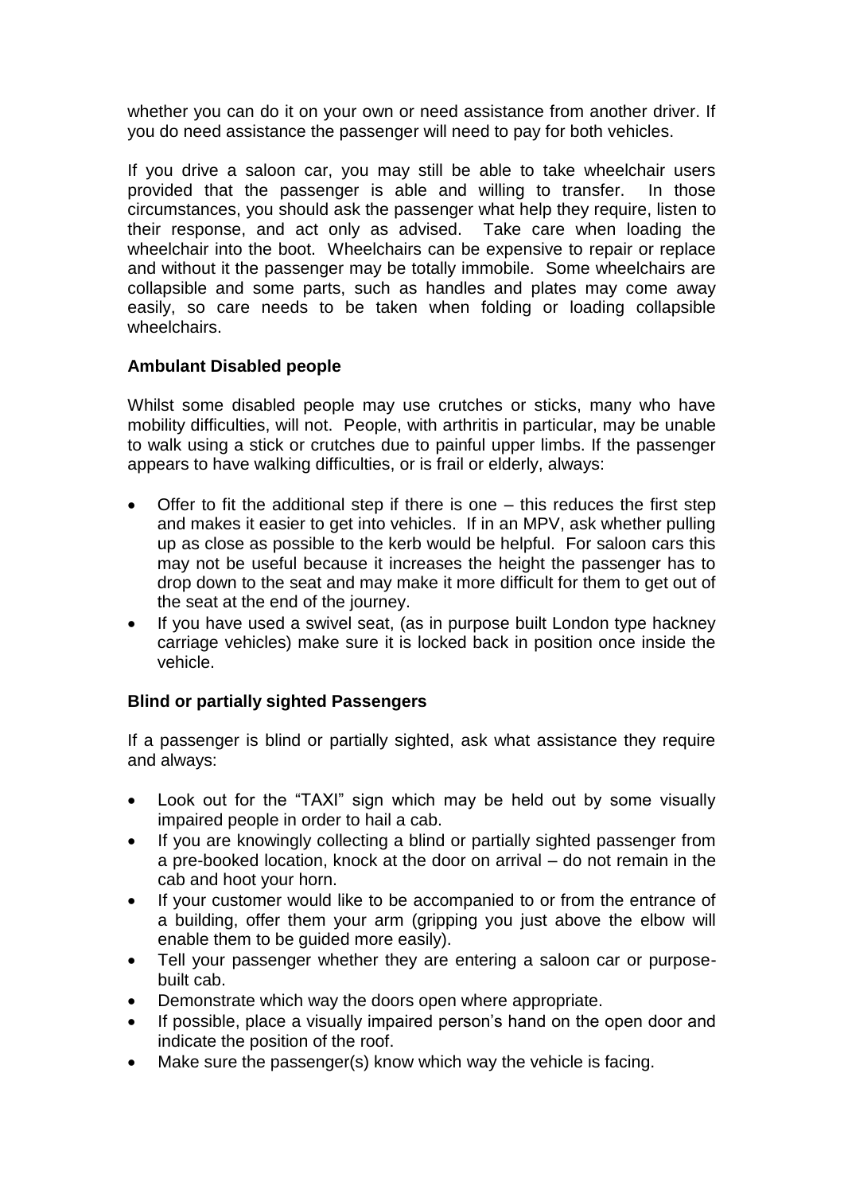whether you can do it on your own or need assistance from another driver. If you do need assistance the passenger will need to pay for both vehicles.

If you drive a saloon car, you may still be able to take wheelchair users provided that the passenger is able and willing to transfer. In those circumstances, you should ask the passenger what help they require, listen to their response, and act only as advised. Take care when loading the wheelchair into the boot. Wheelchairs can be expensive to repair or replace and without it the passenger may be totally immobile. Some wheelchairs are collapsible and some parts, such as handles and plates may come away easily, so care needs to be taken when folding or loading collapsible wheelchairs.

**Ambulant Disabled people**

Whilst some disabled people may use crutches or sticks, many who have mobility difficulties, will not. People, with arthritis in particular, may be unable to walk using a stick or crutches due to painful upper limbs. If the passenger appears to have walking difficulties, or is frail or elderly, always:

- Offer to fit the additional step if there is one – this reduces the first step and makes it easier to get into vehicles. If in an MPV, ask whether pulling up as close as possible to the kerb would be helpful. For saloon cars this may not be useful because it increases the height the passenger has to drop down to the seat and may make it more difficult for them to get out of the seat at the end of the journey.
- If you have used a swivel seat, (as in purpose built London type hackney carriage vehicles) make sure it is locked back in position once inside the vehicle.

**Blind or partially sighted Passengers**

If a passenger is blind or partially sighted, ask what assistance they require and always:

- Look out for the "TAXI" sign which may be held out by some visually impaired people in order to hail a cab.
- If you are knowingly collecting a blind or partially sighted passenger from a pre-booked location, knock at the door on arrival – do not remain in the cab and hoot your horn.
- If your customer would like to be accompanied to or from the entrance of a building, offer them your arm (gripping you just above the elbow will enable them to be guided more easily).
- Tell your passenger whether they are entering a saloon car or purpose-built cab.
- Demonstrate which way the doors open where appropriate.
- If possible, place a visually impaired person's hand on the open door and indicate the position of the roof.
- Make sure the passenger(s) know which way the vehicle is facing.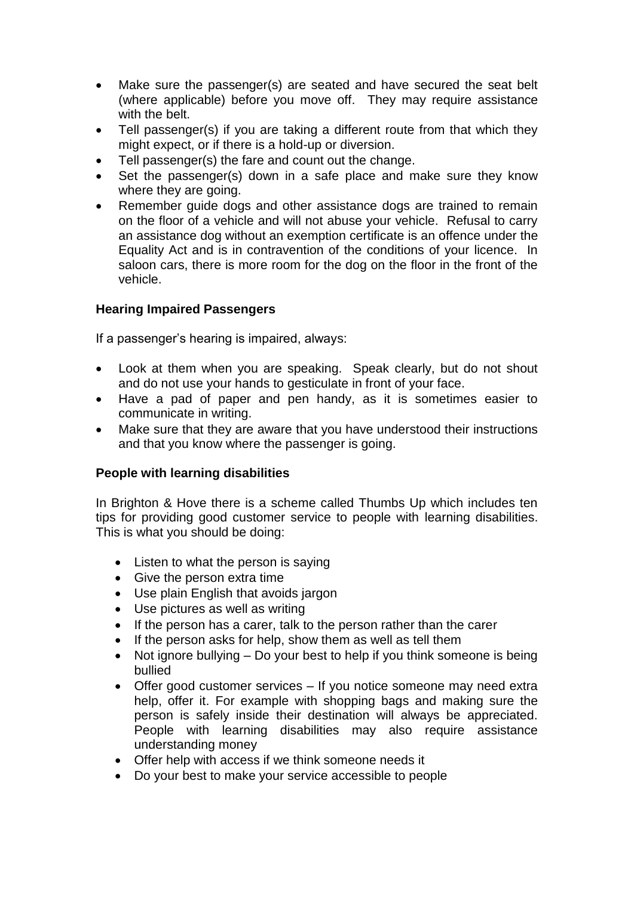- Make sure the passenger(s) are seated and have secured the seat belt (where applicable) before you move off. They may require assistance with the belt.
- Tell passenger(s) if you are taking a different route from that which they might expect, or if there is a hold-up or diversion.
- Tell passenger(s) the fare and count out the change.
- Set the passenger(s) down in a safe place and make sure they know where they are going.
- Remember guide dogs and other assistance dogs are trained to remain on the floor of a vehicle and will not abuse your vehicle. Refusal to carry an assistance dog without an exemption certificate is an offence under the Equality Act and is in contravention of the conditions of your licence. In saloon cars, there is more room for the dog on the floor in the front of the vehicle.

**Hearing Impaired Passengers**

If a passenger's hearing is impaired, always:

- Look at them when you are speaking. Speak clearly, but do not shout and do not use your hands to gesticulate in front of your face.
- Have a pad of paper and pen handy, as it is sometimes easier to communicate in writing.
- Make sure that they are aware that you have understood their instructions and that you know where the passenger is going.

**People with learning disabilities**

In Brighton & Hove there is a scheme called Thumbs Up which includes ten tips for providing good customer service to people with learning disabilities. This is what you should be doing:

- Listen to what the person is saying
- Give the person extra time
- Use plain English that avoids jargon
- Use pictures as well as writing
- If the person has a carer, talk to the person rather than the carer
- If the person asks for help, show them as well as tell them
- Not ignore bullying – Do your best to help if you think someone is being bullied
- Offer good customer services – If you notice someone may need extra help, offer it. For example with shopping bags and making sure the person is safely inside their destination will always be appreciated. People with learning disabilities may also require assistance understanding money
- Offer help with access if we think someone needs it
- Do your best to make your service accessible to people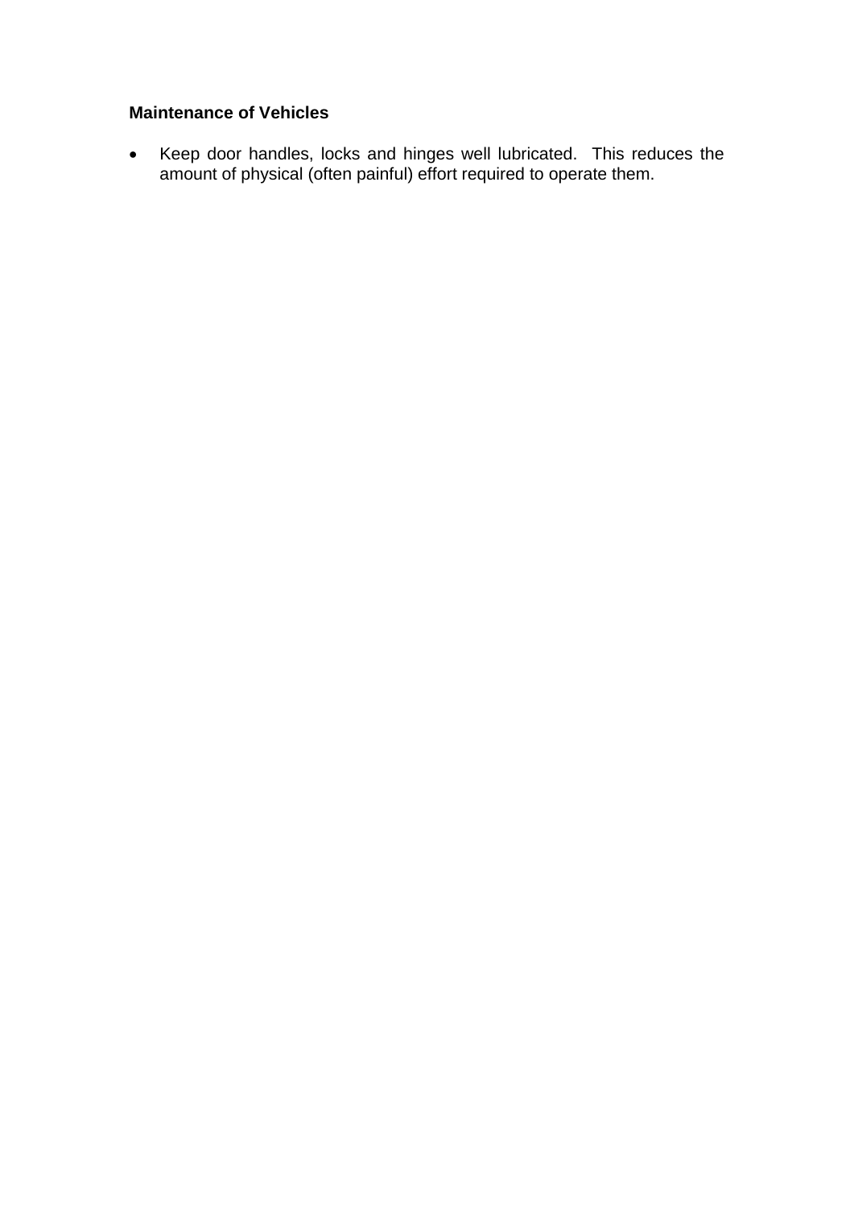**Maintenance of Vehicles**

- Keep door handles, locks and hinges well lubricated. This reduces the amount of physical (often painful) effort required to operate them.